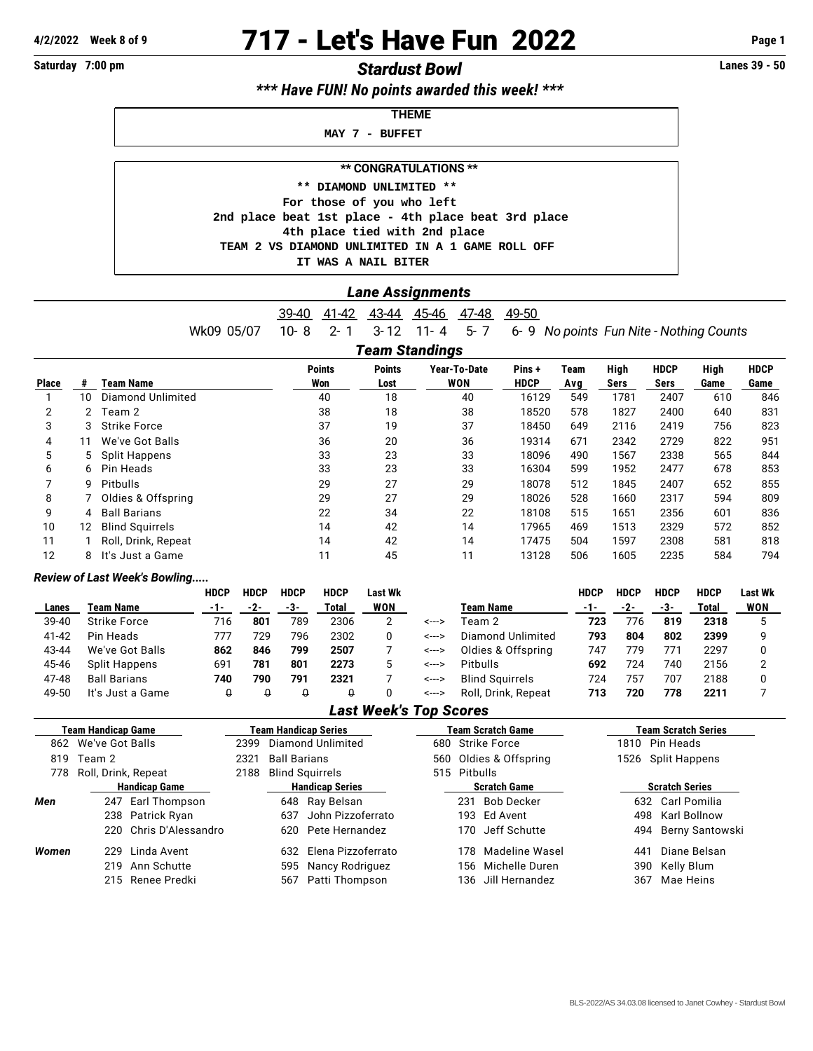# 717 - Let's Have Fun 2022

4/2/2022 Week 8 of 9

Saturday 7:00 pm

## *Stardust Bowl*

Lanes 39 - 50

***\*\*\* Have FUN! No points awarded this week! \*\*\****

**THEME**

MAY 7 - BUFFET

**\*\* CONGRATULATIONS \*\***

\*\* DIAMOND UNLIMITED \*\*

For those of you who left

2nd place beat 1st place - 4th place beat 3rd place

4th place tied with 2nd place

TEAM 2 VS DIAMOND UNLIMITED IN A 1 GAME ROLL OFF

IT WAS A NAIL BITER

## *Lane Assignments*

| | 39-40 | 41-42 | 43-44 | 45-46 | 47-48 | 49-50 | |
|---|---|---|---|---|---|---|---|
| Wk09 05/07 | 10- 8 | 2- 1 | 3- 12 | 11- 4 | 5- 7 | 6- 9 | *No points Fun Nite - Nothing Counts* |

## *Team Standings*

| Place | # | Team Name | Points Won | Points Lost | Year-To-Date WON | Pins + HDCP | Team Avg | High Sers | HDCP Sers | High Game | HDCP Game |
|---|---|---|---|---|---|---|---|---|---|---|---|
| 1 | 10 | Diamond Unlimited | 40 | 18 | 40 | 16129 | 549 | 1781 | 2407 | 610 | 846 |
| 2 | 2 | Team 2 | 38 | 18 | 38 | 18520 | 578 | 1827 | 2400 | 640 | 831 |
| 3 | 3 | Strike Force | 37 | 19 | 37 | 18450 | 649 | 2116 | 2419 | 756 | 823 |
| 4 | 11 | We've Got Balls | 36 | 20 | 36 | 19314 | 671 | 2342 | 2729 | 822 | 951 |
| 5 | 5 | Split Happens | 33 | 23 | 33 | 18096 | 490 | 1567 | 2338 | 565 | 844 |
| 6 | 6 | Pin Heads | 33 | 23 | 33 | 16304 | 599 | 1952 | 2477 | 678 | 853 |
| 7 | 9 | Pitbulls | 29 | 27 | 29 | 18078 | 512 | 1845 | 2407 | 652 | 855 |
| 8 | 7 | Oldies & Offspring | 29 | 27 | 29 | 18026 | 528 | 1660 | 2317 | 594 | 809 |
| 9 | 4 | Ball Barians | 22 | 34 | 22 | 18108 | 515 | 1651 | 2356 | 601 | 836 |
| 10 | 12 | Blind Squirrels | 14 | 42 | 14 | 17965 | 469 | 1513 | 2329 | 572 | 852 |
| 11 | 1 | Roll, Drink, Repeat | 14 | 42 | 14 | 17475 | 504 | 1597 | 2308 | 581 | 818 |
| 12 | 8 | It's Just a Game | 11 | 45 | 11 | 13128 | 506 | 1605 | 2235 | 584 | 794 |

***Review of Last Week's Bowling.....***

| Lanes | Team Name | HDCP -1- | HDCP -2- | HDCP -3- | HDCP Total | Last Wk WON | | Team Name | HDCP -1- | HDCP -2- | HDCP -3- | HDCP Total | Last Wk WON |
|---|---|---|---|---|---|---|---|---|---|---|---|---|---|
| 39-40 | Strike Force | 716 | **801** | 789 | 2306 | 2 | <---> | Team 2 | **723** | 776 | **819** | **2318** | 5 |
| 41-42 | Pin Heads | 777 | 729 | 796 | 2302 | 0 | <---> | Diamond Unlimited | **793** | **804** | **802** | **2399** | 9 |
| 43-44 | We've Got Balls | **862** | **846** | **799** | **2507** | 7 | <---> | Oldies & Offspring | 747 | 779 | 771 | 2297 | 0 |
| 45-46 | Split Happens | 691 | **781** | **801** | **2273** | 5 | <---> | Pitbulls | **692** | 724 | 740 | 2156 | 2 |
| 47-48 | Ball Barians | **740** | **790** | **791** | **2321** | 7 | <---> | Blind Squirrels | 724 | 757 | 707 | 2188 | 0 |
| 49-50 | It's Just a Game | 0 | 0 | 0 | 0 | 0 | <---> | Roll, Drink, Repeat | **713** | **720** | **778** | **2211** | 7 |

## *Last Week's Top Scores*

| Team Handicap Game | Team Handicap Series | Team Scratch Game | Team Scratch Series |
|---|---|---|---|
| 862 We've Got Balls | 2399 Diamond Unlimited | 680 Strike Force | 1810 Pin Heads |
| 819 Team 2 | 2321 Ball Barians | 560 Oldies & Offspring | 1526 Split Happens |
| 778 Roll, Drink, Repeat | 2188 Blind Squirrels | 515 Pitbulls | |

| | Handicap Game | Handicap Series | Scratch Game | Scratch Series |
|---|---|---|---|---|
| ***Men*** | 247 Earl Thompson | 648 Ray Belsan | 231 Bob Decker | 632 Carl Pomilia |
| | 238 Patrick Ryan | 637 John Pizzoferrato | 193 Ed Avent | 498 Karl Bollnow |
| | 220 Chris D'Alessandro | 620 Pete Hernandez | 170 Jeff Schutte | 494 Berny Santowski |
| ***Women*** | 229 Linda Avent | 632 Elena Pizzoferrato | 178 Madeline Wasel | 441 Diane Belsan |
| | 219 Ann Schutte | 595 Nancy Rodriguez | 156 Michelle Duren | 390 Kelly Blum |
| | 215 Renee Predki | 567 Patti Thompson | 136 Jill Hernandez | 367 Mae Heins |

BLS-2022/AS 34.03.08 licensed to Janet Cowhey - Stardust Bowl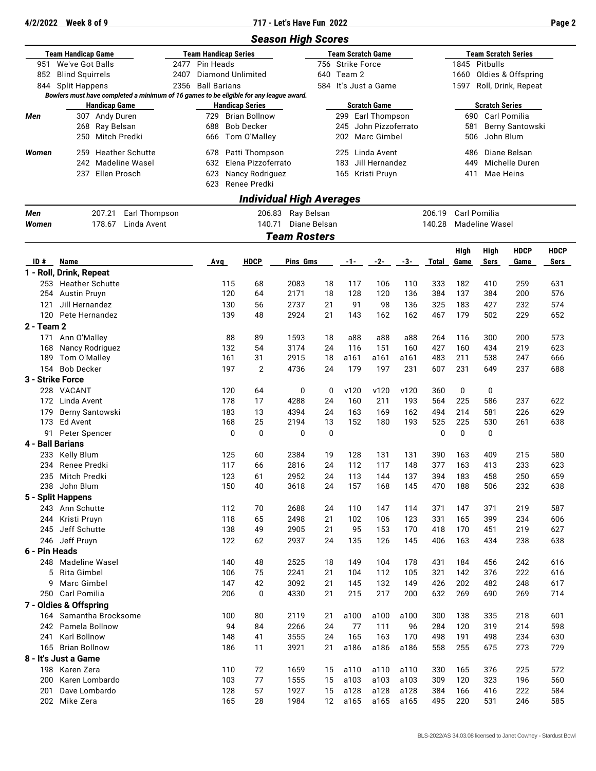# 717 - Let's Have Fun 2022

4/2/2022 Week 8 of 9

## Season High Scores

| Team Handicap Game | Team Handicap Series | Team Scratch Game | Team Scratch Series |
|---|---|---|---|
| 951 We've Got Balls | 2477 Pin Heads | 756 Strike Force | 1845 Pitbulls |
| 852 Blind Squirrels | 2407 Diamond Unlimited | 640 Team 2 | 1660 Oldies & Offspring |
| 844 Split Happens | 2356 Ball Barians | 584 It's Just a Game | 1597 Roll, Drink, Repeat |

*Bowlers must have completed a minimum of 16 games to be eligible for any league award.*

| | Handicap Game | Handicap Series | Scratch Game | Scratch Series |
|---|---|---|---|---|
| **Men** | 307 Andy Duren | 729 Brian Bollnow | 299 Earl Thompson | 690 Carl Pomilia |
| | 268 Ray Belsan | 688 Bob Decker | 245 John Pizzoferrato | 581 Berny Santowski |
| | 250 Mitch Predki | 666 Tom O'Malley | 202 Marc Gimbel | 506 John Blum |
| **Women** | 259 Heather Schutte | 678 Patti Thompson | 225 Linda Avent | 486 Diane Belsan |
| | 242 Madeline Wasel | 632 Elena Pizzoferrato | 183 Jill Hernandez | 449 Michelle Duren |
| | 237 Ellen Prosch | 623 Nancy Rodriguez | 165 Kristi Pruyn | 411 Mae Heins |
| | | 623 Renee Predki | | |

## Individual High Averages

| | | | |
|---|---|---|---|
| **Men** | 207.21 Earl Thompson | 206.83 Ray Belsan | 206.19 Carl Pomilia |
| **Women** | 178.67 Linda Avent | 140.71 Diane Belsan | 140.28 Madeline Wasel |

## Team Rosters

| ID # | Name | Avg | HDCP | Pins | Gms | -1- | -2- | -3- | Total | High Game | High Sers | HDCP Game | HDCP Sers |
|---|---|---|---|---|---|---|---|---|---|---|---|---|---|
| **1 - Roll, Drink, Repeat** | | | | | | | | | | | | | |
| 253 | Heather Schutte | 115 | 68 | 2083 | 18 | 117 | 106 | 110 | 333 | 182 | 410 | 259 | 631 |
| 254 | Austin Pruyn | 120 | 64 | 2171 | 18 | 128 | 120 | 136 | 384 | 137 | 384 | 200 | 576 |
| 121 | Jill Hernandez | 130 | 56 | 2737 | 21 | 91 | 98 | 136 | 325 | 183 | 427 | 232 | 574 |
| 120 | Pete Hernandez | 139 | 48 | 2924 | 21 | 143 | 162 | 162 | 467 | 179 | 502 | 229 | 652 |
| **2 - Team 2** | | | | | | | | | | | | | |
| 171 | Ann O'Malley | 88 | 89 | 1593 | 18 | a88 | a88 | a88 | 264 | 116 | 300 | 200 | 573 |
| 168 | Nancy Rodriguez | 132 | 54 | 3174 | 24 | 116 | 151 | 160 | 427 | 160 | 434 | 219 | 623 |
| 189 | Tom O'Malley | 161 | 31 | 2915 | 18 | a161 | a161 | a161 | 483 | 211 | 538 | 247 | 666 |
| 154 | Bob Decker | 197 | 2 | 4736 | 24 | 179 | 197 | 231 | 607 | 231 | 649 | 237 | 688 |
| **3 - Strike Force** | | | | | | | | | | | | | |
| 228 | VACANT | 120 | 64 | 0 | 0 | v120 | v120 | v120 | 360 | 0 | 0 | | |
| 172 | Linda Avent | 178 | 17 | 4288 | 24 | 160 | 211 | 193 | 564 | 225 | 586 | 237 | 622 |
| 179 | Berny Santowski | 183 | 13 | 4394 | 24 | 163 | 169 | 162 | 494 | 214 | 581 | 226 | 629 |
| 173 | Ed Avent | 168 | 25 | 2194 | 13 | 152 | 180 | 193 | 525 | 225 | 530 | 261 | 638 |
| 91 | Peter Spencer | 0 | 0 | 0 | 0 | | | | 0 | 0 | 0 | | |
| **4 - Ball Barians** | | | | | | | | | | | | | |
| 233 | Kelly Blum | 125 | 60 | 2384 | 19 | 128 | 131 | 131 | 390 | 163 | 409 | 215 | 580 |
| 234 | Renee Predki | 117 | 66 | 2816 | 24 | 112 | 117 | 148 | 377 | 163 | 413 | 233 | 623 |
| 235 | Mitch Predki | 123 | 61 | 2952 | 24 | 113 | 144 | 137 | 394 | 183 | 458 | 250 | 659 |
| 238 | John Blum | 150 | 40 | 3618 | 24 | 157 | 168 | 145 | 470 | 188 | 506 | 232 | 638 |
| **5 - Split Happens** | | | | | | | | | | | | | |
| 243 | Ann Schutte | 112 | 70 | 2688 | 24 | 110 | 147 | 114 | 371 | 147 | 371 | 219 | 587 |
| 244 | Kristi Pruyn | 118 | 65 | 2498 | 21 | 102 | 106 | 123 | 331 | 165 | 399 | 234 | 606 |
| 245 | Jeff Schutte | 138 | 49 | 2905 | 21 | 95 | 153 | 170 | 418 | 170 | 451 | 219 | 627 |
| 246 | Jeff Pruyn | 122 | 62 | 2937 | 24 | 135 | 126 | 145 | 406 | 163 | 434 | 238 | 638 |
| **6 - Pin Heads** | | | | | | | | | | | | | |
| 248 | Madeline Wasel | 140 | 48 | 2525 | 18 | 149 | 104 | 178 | 431 | 184 | 456 | 242 | 616 |
| 5 | Rita Gimbel | 106 | 75 | 2241 | 21 | 104 | 112 | 105 | 321 | 142 | 376 | 222 | 616 |
| 9 | Marc Gimbel | 147 | 42 | 3092 | 21 | 145 | 132 | 149 | 426 | 202 | 482 | 248 | 617 |
| 250 | Carl Pomilia | 206 | 0 | 4330 | 21 | 215 | 217 | 200 | 632 | 269 | 690 | 269 | 714 |
| **7 - Oldies & Offspring** | | | | | | | | | | | | | |
| 164 | Samantha Brocksome | 100 | 80 | 2119 | 21 | a100 | a100 | a100 | 300 | 138 | 335 | 218 | 601 |
| 242 | Pamela Bollnow | 94 | 84 | 2266 | 24 | 77 | 111 | 96 | 284 | 120 | 319 | 214 | 598 |
| 241 | Karl Bollnow | 148 | 41 | 3555 | 24 | 165 | 163 | 170 | 498 | 191 | 498 | 234 | 630 |
| 165 | Brian Bollnow | 186 | 11 | 3921 | 21 | a186 | a186 | a186 | 558 | 255 | 675 | 273 | 729 |
| **8 - It's Just a Game** | | | | | | | | | | | | | |
| 198 | Karen Zera | 110 | 72 | 1659 | 15 | a110 | a110 | a110 | 330 | 165 | 376 | 225 | 572 |
| 200 | Karen Lombardo | 103 | 77 | 1555 | 15 | a103 | a103 | a103 | 309 | 120 | 323 | 196 | 560 |
| 201 | Dave Lombardo | 128 | 57 | 1927 | 15 | a128 | a128 | a128 | 384 | 166 | 416 | 222 | 584 |
| 202 | Mike Zera | 165 | 28 | 1984 | 12 | a165 | a165 | a165 | 495 | 220 | 531 | 246 | 585 |

BLS-2022/AS 34.03.08 licensed to Janet Cowhey - Stardust Bowl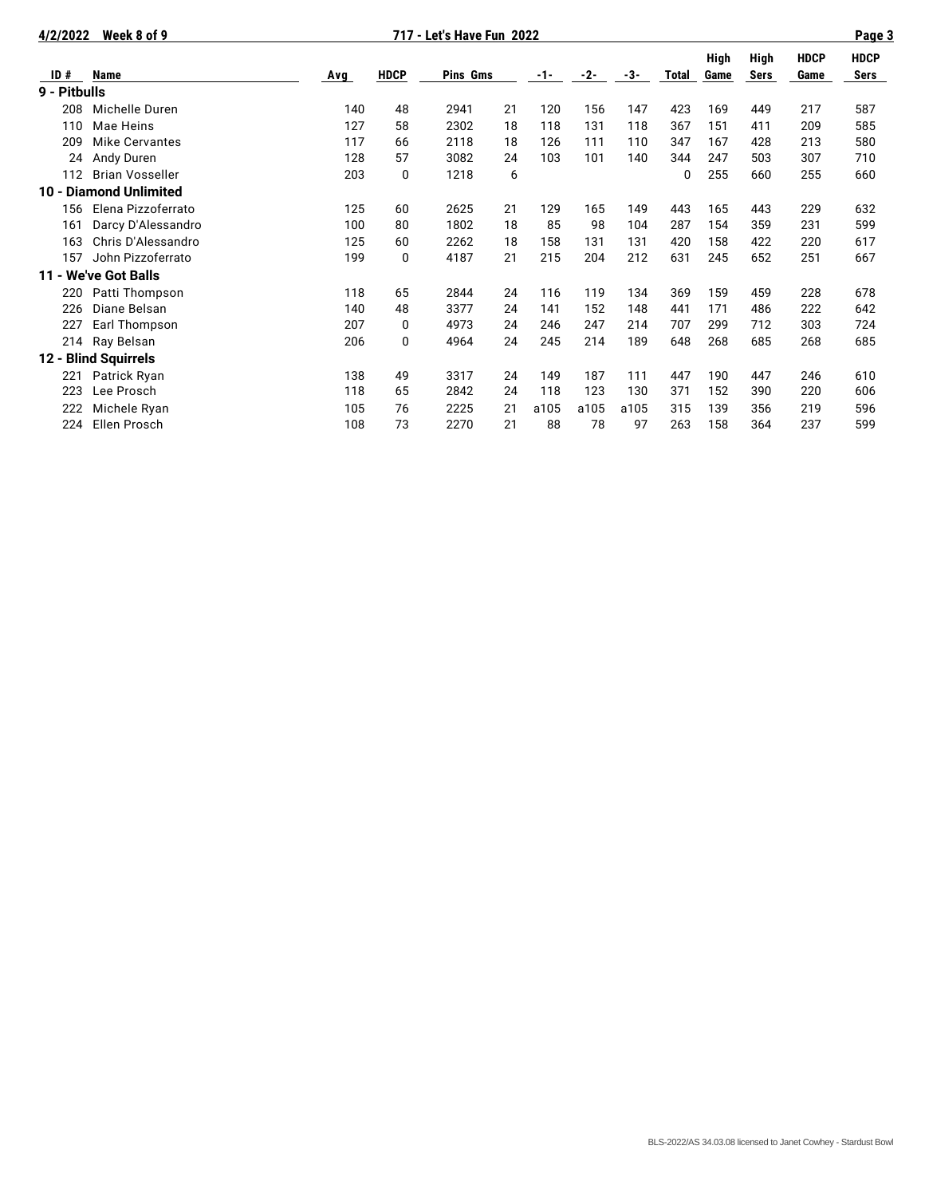| ID # | Name | Avg | HDCP | Pins | Gms | -1- | -2- | -3- | Total | High Game | High Sers | HDCP Game | HDCP Sers |
|---|---|---|---|---|---|---|---|---|---|---|---|---|---|
| **9 - Pitbulls** | | | | | | | | | | | | | |
| 208 | Michelle Duren | 140 | 48 | 2941 | 21 | 120 | 156 | 147 | 423 | 169 | 449 | 217 | 587 |
| 110 | Mae Heins | 127 | 58 | 2302 | 18 | 118 | 131 | 118 | 367 | 151 | 411 | 209 | 585 |
| 209 | Mike Cervantes | 117 | 66 | 2118 | 18 | 126 | 111 | 110 | 347 | 167 | 428 | 213 | 580 |
| 24 | Andy Duren | 128 | 57 | 3082 | 24 | 103 | 101 | 140 | 344 | 247 | 503 | 307 | 710 |
| 112 | Brian Vosseller | 203 | 0 | 1218 | 6 | | | | 0 | 255 | 660 | 255 | 660 |
| **10 - Diamond Unlimited** | | | | | | | | | | | | | |
| 156 | Elena Pizzoferrato | 125 | 60 | 2625 | 21 | 129 | 165 | 149 | 443 | 165 | 443 | 229 | 632 |
| 161 | Darcy D'Alessandro | 100 | 80 | 1802 | 18 | 85 | 98 | 104 | 287 | 154 | 359 | 231 | 599 |
| 163 | Chris D'Alessandro | 125 | 60 | 2262 | 18 | 158 | 131 | 131 | 420 | 158 | 422 | 220 | 617 |
| 157 | John Pizzoferrato | 199 | 0 | 4187 | 21 | 215 | 204 | 212 | 631 | 245 | 652 | 251 | 667 |
| **11 - We've Got Balls** | | | | | | | | | | | | | |
| 220 | Patti Thompson | 118 | 65 | 2844 | 24 | 116 | 119 | 134 | 369 | 159 | 459 | 228 | 678 |
| 226 | Diane Belsan | 140 | 48 | 3377 | 24 | 141 | 152 | 148 | 441 | 171 | 486 | 222 | 642 |
| 227 | Earl Thompson | 207 | 0 | 4973 | 24 | 246 | 247 | 214 | 707 | 299 | 712 | 303 | 724 |
| 214 | Ray Belsan | 206 | 0 | 4964 | 24 | 245 | 214 | 189 | 648 | 268 | 685 | 268 | 685 |
| **12 - Blind Squirrels** | | | | | | | | | | | | | |
| 221 | Patrick Ryan | 138 | 49 | 3317 | 24 | 149 | 187 | 111 | 447 | 190 | 447 | 246 | 610 |
| 223 | Lee Prosch | 118 | 65 | 2842 | 24 | 118 | 123 | 130 | 371 | 152 | 390 | 220 | 606 |
| 222 | Michele Ryan | 105 | 76 | 2225 | 21 | a105 | a105 | a105 | 315 | 139 | 356 | 219 | 596 |
| 224 | Ellen Prosch | 108 | 73 | 2270 | 21 | 88 | 78 | 97 | 263 | 158 | 364 | 237 | 599 |